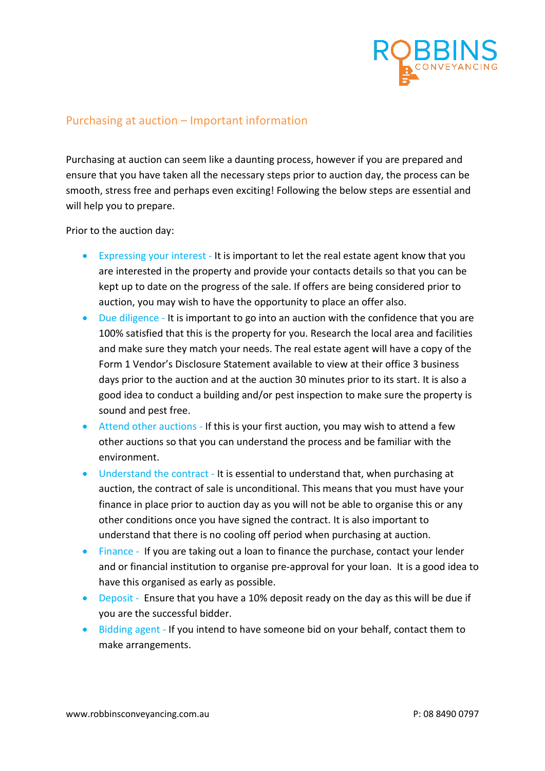## Purchasing at auction – Important information

Purchasing at auction can seem like a daunting process, however if you are prepared and ensure that you have taken all the necessary steps prior to auction day, the process can be smooth, stress free and perhaps even exciting! Following the below steps are essential and will help you to prepare.

Prior to the auction day:

- Expressing your interest - It is important to let the real estate agent know that you are interested in the property and provide your contacts details so that you can be kept up to date on the progress of the sale. If offers are being considered prior to auction, you may wish to have the opportunity to place an offer also.
- Due diligence - It is important to go into an auction with the confidence that you are 100% satisfied that this is the property for you. Research the local area and facilities and make sure they match your needs. The real estate agent will have a copy of the Form 1 Vendor's Disclosure Statement available to view at their office 3 business days prior to the auction and at the auction 30 minutes prior to its start. It is also a good idea to conduct a building and/or pest inspection to make sure the property is sound and pest free.
- Attend other auctions - If this is your first auction, you may wish to attend a few other auctions so that you can understand the process and be familiar with the environment.
- Understand the contract - It is essential to understand that, when purchasing at auction, the contract of sale is unconditional. This means that you must have your finance in place prior to auction day as you will not be able to organise this or any other conditions once you have signed the contract. It is also important to understand that there is no cooling off period when purchasing at auction.
- Finance - If you are taking out a loan to finance the purchase, contact your lender and or financial institution to organise pre-approval for your loan. It is a good idea to have this organised as early as possible.
- Deposit - Ensure that you have a 10% deposit ready on the day as this will be due if you are the successful bidder.
- Bidding agent - If you intend to have someone bid on your behalf, contact them to make arrangements.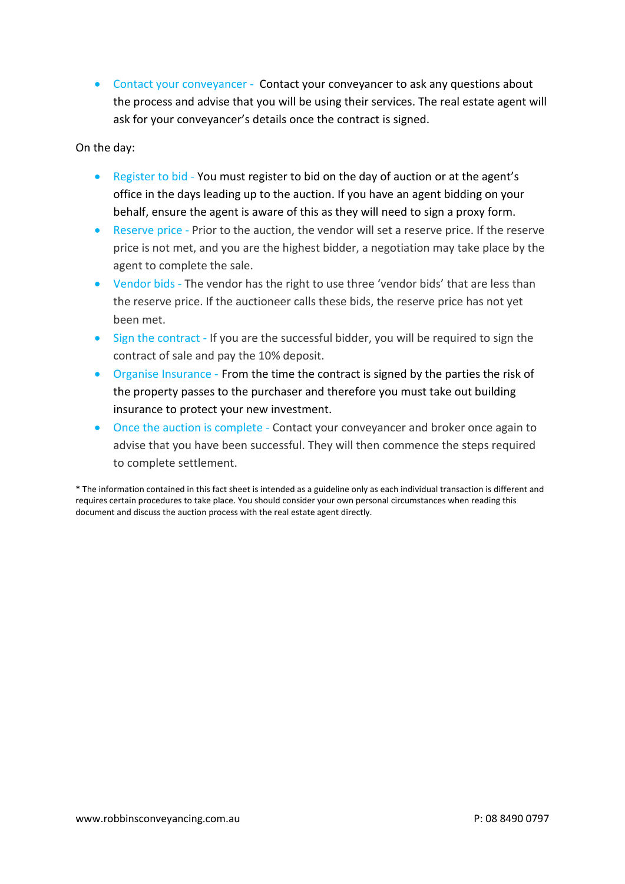- Contact your conveyancer - Contact your conveyancer to ask any questions about the process and advise that you will be using their services. The real estate agent will ask for your conveyancer's details once the contract is signed.

On the day:

- Register to bid - You must register to bid on the day of auction or at the agent's office in the days leading up to the auction. If you have an agent bidding on your behalf, ensure the agent is aware of this as they will need to sign a proxy form.
- Reserve price - Prior to the auction, the vendor will set a reserve price. If the reserve price is not met, and you are the highest bidder, a negotiation may take place by the agent to complete the sale.
- Vendor bids - The vendor has the right to use three 'vendor bids' that are less than the reserve price. If the auctioneer calls these bids, the reserve price has not yet been met.
- Sign the contract - If you are the successful bidder, you will be required to sign the contract of sale and pay the 10% deposit.
- Organise Insurance - From the time the contract is signed by the parties the risk of the property passes to the purchaser and therefore you must take out building insurance to protect your new investment.
- Once the auction is complete - Contact your conveyancer and broker once again to advise that you have been successful. They will then commence the steps required to complete settlement.

* The information contained in this fact sheet is intended as a guideline only as each individual transaction is different and requires certain procedures to take place. You should consider your own personal circumstances when reading this document and discuss the auction process with the real estate agent directly.

www.robbinsconveyancing.com.au P: 08 8490 0797